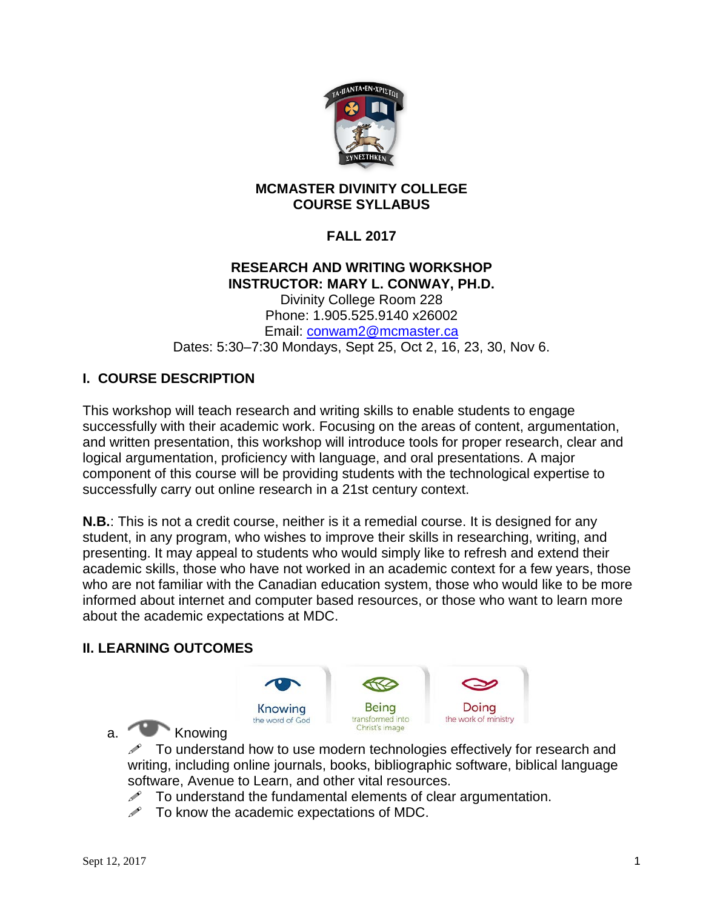**MCMASTER DIVINITY COLLEGE**
**COURSE SYLLABUS**

**FALL 2017**

**RESEARCH AND WRITING WORKSHOP**
**INSTRUCTOR: MARY L. CONWAY, PH.D.**
Divinity College Room 228
Phone: 1.905.525.9140 x26002
Email: conwam2@mcmaster.ca
Dates: 5:30–7:30 Mondays, Sept 25, Oct 2, 16, 23, 30, Nov 6.

## I. COURSE DESCRIPTION

This workshop will teach research and writing skills to enable students to engage successfully with their academic work. Focusing on the areas of content, argumentation, and written presentation, this workshop will introduce tools for proper research, clear and logical argumentation, proficiency with language, and oral presentations. A major component of this course will be providing students with the technological expertise to successfully carry out online research in a 21st century context.

**N.B.**: This is not a credit course, neither is it a remedial course. It is designed for any student, in any program, who wishes to improve their skills in researching, writing, and presenting. It may appeal to students who would simply like to refresh and extend their academic skills, those who have not worked in an academic context for a few years, those who are not familiar with the Canadian education system, those who would like to be more informed about internet and computer based resources, or those who want to learn more about the academic expectations at MDC.

## II. LEARNING OUTCOMES

Knowing the word of God | Being transformed into Christ's image | Doing the work of ministry

a. Knowing
- To understand how to use modern technologies effectively for research and writing, including online journals, books, bibliographic software, biblical language software, Avenue to Learn, and other vital resources.
- To understand the fundamental elements of clear argumentation.
- To know the academic expectations of MDC.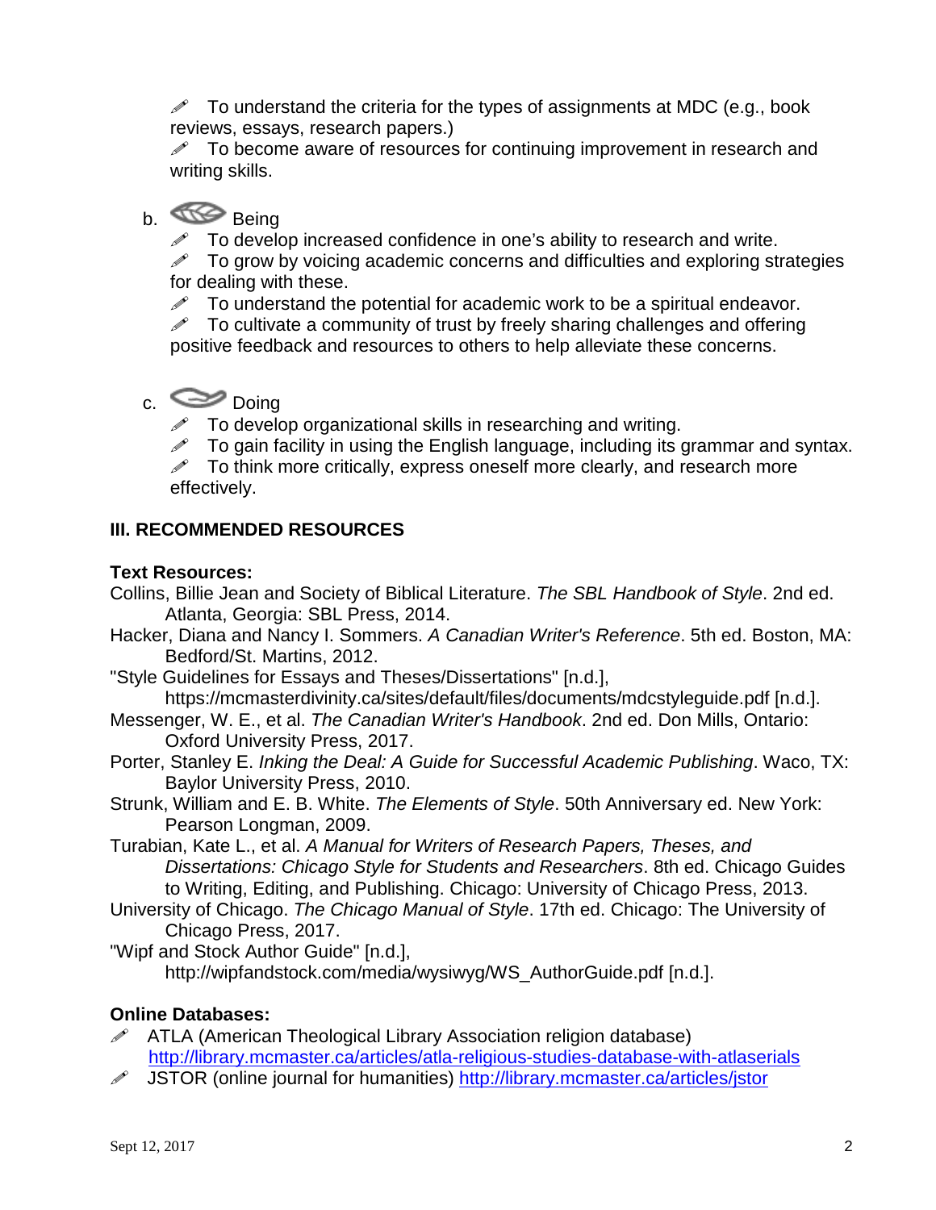- To understand the criteria for the types of assignments at MDC (e.g., book reviews, essays, research papers.)
- To become aware of resources for continuing improvement in research and writing skills.

b. Being

- To develop increased confidence in one's ability to research and write.
- To grow by voicing academic concerns and difficulties and exploring strategies for dealing with these.
- To understand the potential for academic work to be a spiritual endeavor.
- To cultivate a community of trust by freely sharing challenges and offering positive feedback and resources to others to help alleviate these concerns.

c. Doing

- To develop organizational skills in researching and writing.
- To gain facility in using the English language, including its grammar and syntax.
- To think more critically, express oneself more clearly, and research more effectively.

## III. RECOMMENDED RESOURCES

**Text Resources:**

Collins, Billie Jean and Society of Biblical Literature. *The SBL Handbook of Style*. 2nd ed. Atlanta, Georgia: SBL Press, 2014.

Hacker, Diana and Nancy I. Sommers. *A Canadian Writer's Reference*. 5th ed. Boston, MA: Bedford/St. Martins, 2012.

"Style Guidelines for Essays and Theses/Dissertations" [n.d.], https://mcmasterdivinity.ca/sites/default/files/documents/mdcstyleguide.pdf [n.d.].

Messenger, W. E., et al. *The Canadian Writer's Handbook*. 2nd ed. Don Mills, Ontario: Oxford University Press, 2017.

Porter, Stanley E. *Inking the Deal: A Guide for Successful Academic Publishing*. Waco, TX: Baylor University Press, 2010.

Strunk, William and E. B. White. *The Elements of Style*. 50th Anniversary ed. New York: Pearson Longman, 2009.

Turabian, Kate L., et al. *A Manual for Writers of Research Papers, Theses, and Dissertations: Chicago Style for Students and Researchers*. 8th ed. Chicago Guides to Writing, Editing, and Publishing. Chicago: University of Chicago Press, 2013.

University of Chicago. *The Chicago Manual of Style*. 17th ed. Chicago: The University of Chicago Press, 2017.

"Wipf and Stock Author Guide" [n.d.], http://wipfandstock.com/media/wysiwyg/WS_AuthorGuide.pdf [n.d.].

**Online Databases:**

- ATLA (American Theological Library Association religion database) http://library.mcmaster.ca/articles/atla-religious-studies-database-with-atlaserials
- JSTOR (online journal for humanities) http://library.mcmaster.ca/articles/jstor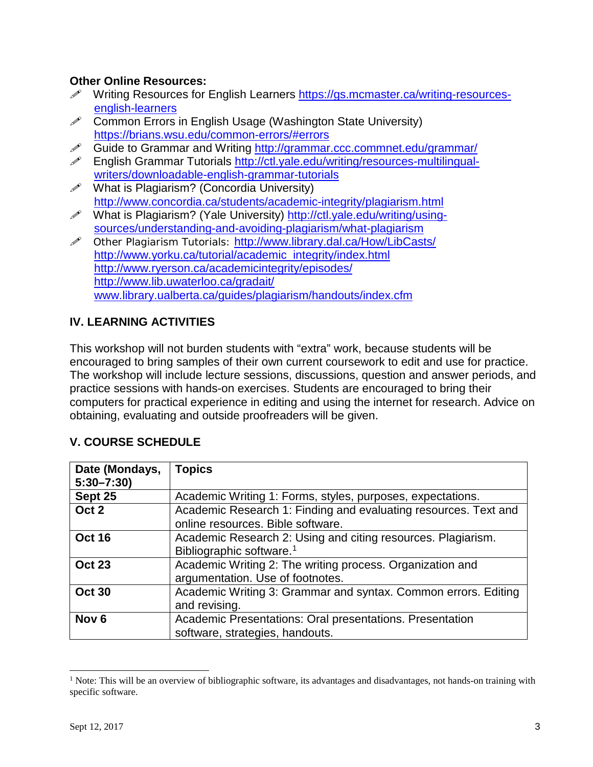**Other Online Resources:**

- ✐ Writing Resources for English Learners https://gs.mcmaster.ca/writing-resources-english-learners
- ✐ Common Errors in English Usage (Washington State University) https://brians.wsu.edu/common-errors/#errors
- ✐ Guide to Grammar and Writing http://grammar.ccc.commnet.edu/grammar/
- ✐ English Grammar Tutorials http://ctl.yale.edu/writing/resources-multilingual-writers/downloadable-english-grammar-tutorials
- ✐ What is Plagiarism? (Concordia University) http://www.concordia.ca/students/academic-integrity/plagiarism.html
- ✐ What is Plagiarism? (Yale University) http://ctl.yale.edu/writing/using-sources/understanding-and-avoiding-plagiarism/what-plagiarism
- ✐ Other Plagiarism Tutorials: http://www.library.dal.ca/How/LibCasts/
  http://www.yorku.ca/tutorial/academic_integrity/index.html
  http://www.ryerson.ca/academicintegrity/episodes/
  http://www.lib.uwaterloo.ca/gradait/
  www.library.ualberta.ca/guides/plagiarism/handouts/index.cfm

## IV. LEARNING ACTIVITIES

This workshop will not burden students with "extra" work, because students will be encouraged to bring samples of their own current coursework to edit and use for practice. The workshop will include lecture sessions, discussions, question and answer periods, and practice sessions with hands-on exercises. Students are encouraged to bring their computers for practical experience in editing and using the internet for research. Advice on obtaining, evaluating and outside proofreaders will be given.

## V. COURSE SCHEDULE

| Date (Mondays, 5:30–7:30) | Topics |
|---|---|
| **Sept 25** | Academic Writing 1: Forms, styles, purposes, expectations. |
| **Oct 2** | Academic Research 1: Finding and evaluating resources. Text and online resources. Bible software. |
| **Oct 16** | Academic Research 2: Using and citing resources. Plagiarism. Bibliographic software.[1] |
| **Oct 23** | Academic Writing 2: The writing process. Organization and argumentation. Use of footnotes. |
| **Oct 30** | Academic Writing 3: Grammar and syntax. Common errors. Editing and revising. |
| **Nov 6** | Academic Presentations: Oral presentations. Presentation software, strategies, handouts. |

[1] Note: This will be an overview of bibliographic software, its advantages and disadvantages, not hands-on training with specific software.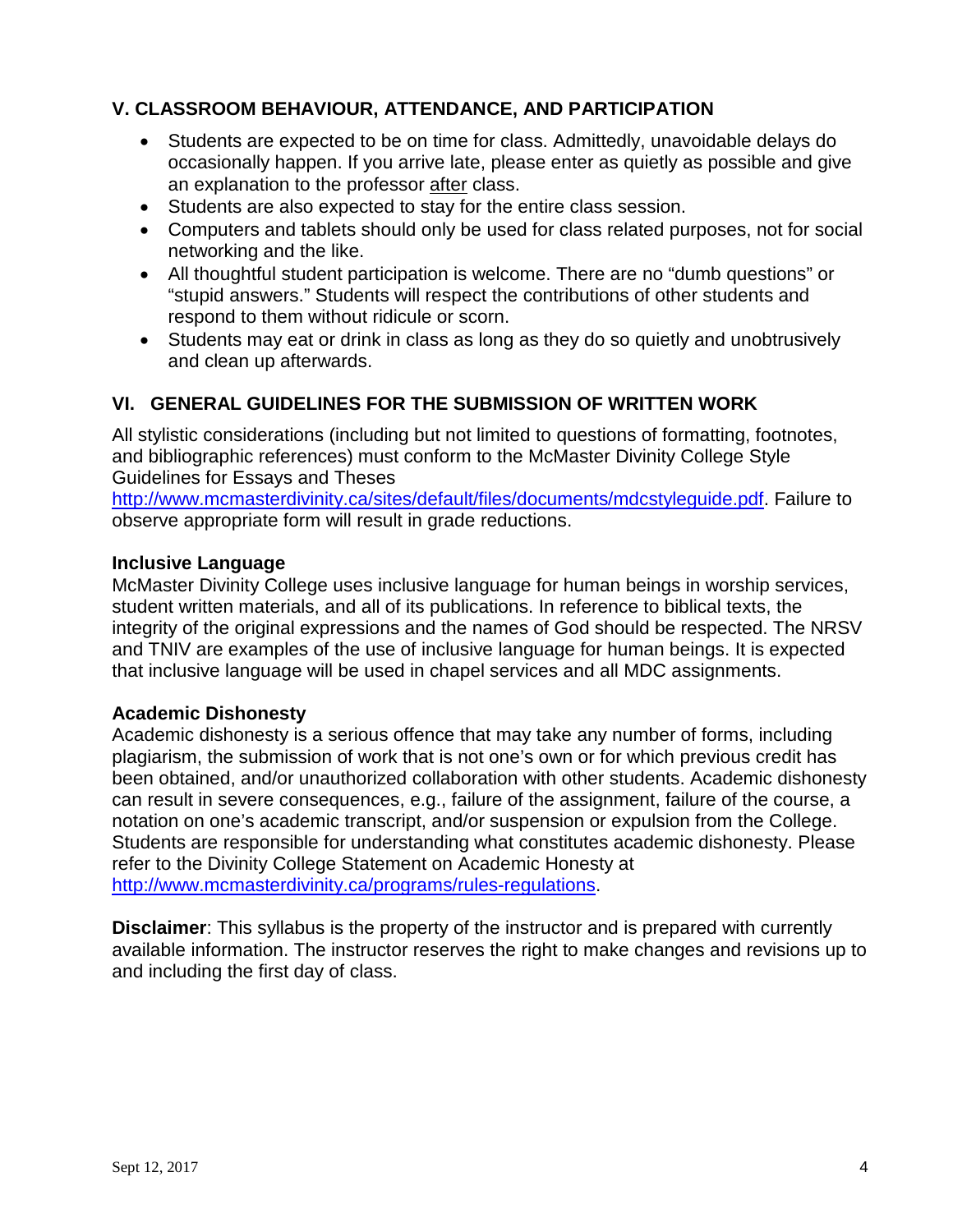## V. CLASSROOM BEHAVIOUR, ATTENDANCE, AND PARTICIPATION

- Students are expected to be on time for class. Admittedly, unavoidable delays do occasionally happen. If you arrive late, please enter as quietly as possible and give an explanation to the professor after class.
- Students are also expected to stay for the entire class session.
- Computers and tablets should only be used for class related purposes, not for social networking and the like.
- All thoughtful student participation is welcome. There are no "dumb questions" or "stupid answers." Students will respect the contributions of other students and respond to them without ridicule or scorn.
- Students may eat or drink in class as long as they do so quietly and unobtrusively and clean up afterwards.

## VI. GENERAL GUIDELINES FOR THE SUBMISSION OF WRITTEN WORK

All stylistic considerations (including but not limited to questions of formatting, footnotes, and bibliographic references) must conform to the McMaster Divinity College Style Guidelines for Essays and Theses http://www.mcmasterdivinity.ca/sites/default/files/documents/mdcstyleguide.pdf. Failure to observe appropriate form will result in grade reductions.

**Inclusive Language**
McMaster Divinity College uses inclusive language for human beings in worship services, student written materials, and all of its publications. In reference to biblical texts, the integrity of the original expressions and the names of God should be respected. The NRSV and TNIV are examples of the use of inclusive language for human beings. It is expected that inclusive language will be used in chapel services and all MDC assignments.

**Academic Dishonesty**
Academic dishonesty is a serious offence that may take any number of forms, including plagiarism, the submission of work that is not one's own or for which previous credit has been obtained, and/or unauthorized collaboration with other students. Academic dishonesty can result in severe consequences, e.g., failure of the assignment, failure of the course, a notation on one's academic transcript, and/or suspension or expulsion from the College. Students are responsible for understanding what constitutes academic dishonesty. Please refer to the Divinity College Statement on Academic Honesty at http://www.mcmasterdivinity.ca/programs/rules-regulations.

**Disclaimer**: This syllabus is the property of the instructor and is prepared with currently available information. The instructor reserves the right to make changes and revisions up to and including the first day of class.